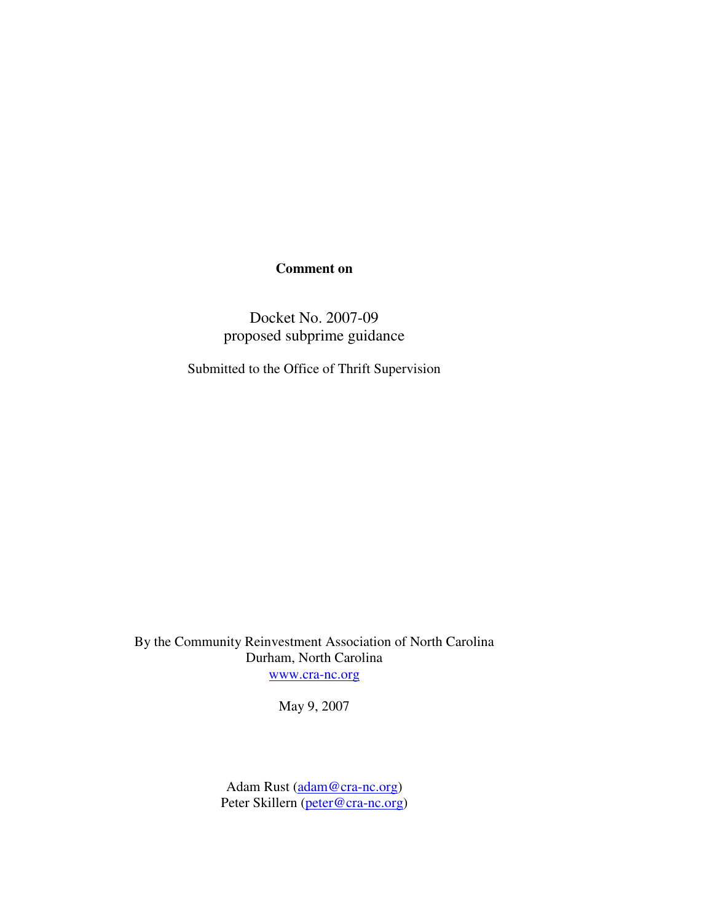**Comment on**

Docket No. 2007-09
proposed subprime guidance

Submitted to the Office of Thrift Supervision

By the Community Reinvestment Association of North Carolina
Durham, North Carolina
www.cra-nc.org

May 9, 2007

Adam Rust (adam@cra-nc.org)
Peter Skillern (peter@cra-nc.org)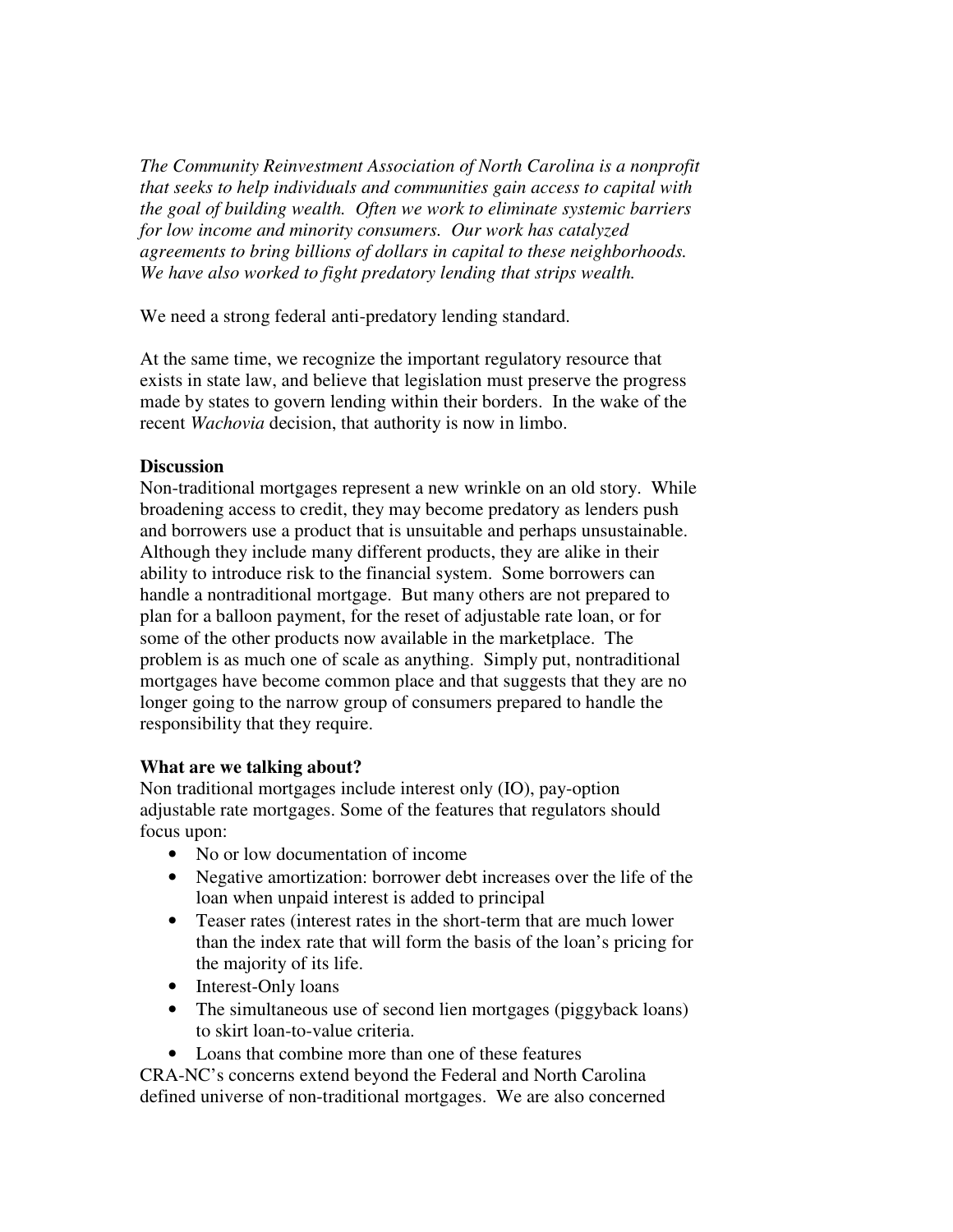*The Community Reinvestment Association of North Carolina is a nonprofit that seeks to help individuals and communities gain access to capital with the goal of building wealth. Often we work to eliminate systemic barriers for low income and minority consumers. Our work has catalyzed agreements to bring billions of dollars in capital to these neighborhoods. We have also worked to fight predatory lending that strips wealth.*

We need a strong federal anti-predatory lending standard.

At the same time, we recognize the important regulatory resource that exists in state law, and believe that legislation must preserve the progress made by states to govern lending within their borders. In the wake of the recent *Wachovia* decision, that authority is now in limbo.

**Discussion**

Non-traditional mortgages represent a new wrinkle on an old story. While broadening access to credit, they may become predatory as lenders push and borrowers use a product that is unsuitable and perhaps unsustainable. Although they include many different products, they are alike in their ability to introduce risk to the financial system. Some borrowers can handle a nontraditional mortgage. But many others are not prepared to plan for a balloon payment, for the reset of adjustable rate loan, or for some of the other products now available in the marketplace. The problem is as much one of scale as anything. Simply put, nontraditional mortgages have become common place and that suggests that they are no longer going to the narrow group of consumers prepared to handle the responsibility that they require.

**What are we talking about?**

Non traditional mortgages include interest only (IO), pay-option adjustable rate mortgages. Some of the features that regulators should focus upon:

- No or low documentation of income
- Negative amortization: borrower debt increases over the life of the loan when unpaid interest is added to principal
- Teaser rates (interest rates in the short-term that are much lower than the index rate that will form the basis of the loan's pricing for the majority of its life.
- Interest-Only loans
- The simultaneous use of second lien mortgages (piggyback loans) to skirt loan-to-value criteria.
- Loans that combine more than one of these features

CRA-NC's concerns extend beyond the Federal and North Carolina defined universe of non-traditional mortgages. We are also concerned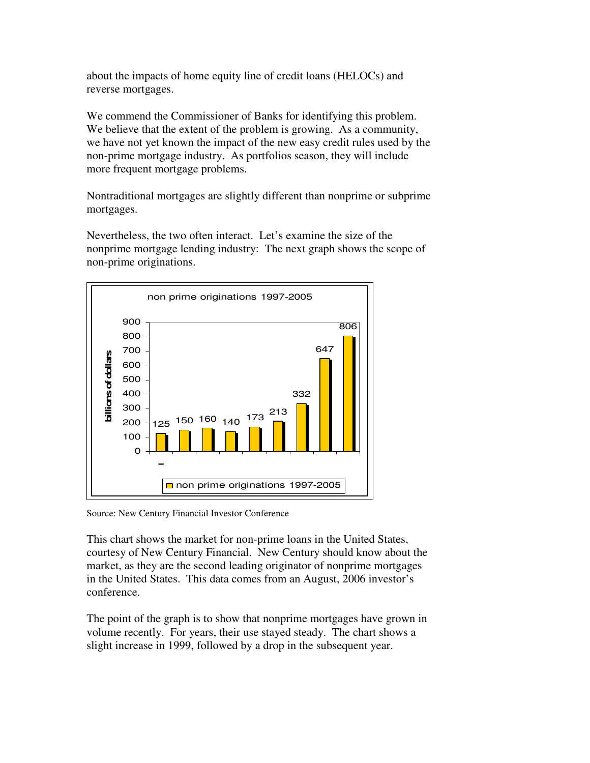about the impacts of home equity line of credit loans (HELOCs) and reverse mortgages.

We commend the Commissioner of Banks for identifying this problem. We believe that the extent of the problem is growing. As a community, we have not yet known the impact of the new easy credit rules used by the non-prime mortgage industry. As portfolios season, they will include more frequent mortgage problems.

Nontraditional mortgages are slightly different than nonprime or subprime mortgages.

Nevertheless, the two often interact. Let's examine the size of the nonprime mortgage lending industry: The next graph shows the scope of non-prime originations.

non prime originations 1997-2005

billions of dollars

| 125 | 150 | 160 | 140 | 173 | 213 | 332 | 647 | 806 |
|---|---|---|---|---|---|---|---|---|

non prime originations 1997-2005

Source: New Century Financial Investor Conference

This chart shows the market for non-prime loans in the United States, courtesy of New Century Financial. New Century should know about the market, as they are the second leading originator of nonprime mortgages in the United States. This data comes from an August, 2006 investor's conference.

The point of the graph is to show that nonprime mortgages have grown in volume recently. For years, their use stayed steady. The chart shows a slight increase in 1999, followed by a drop in the subsequent year.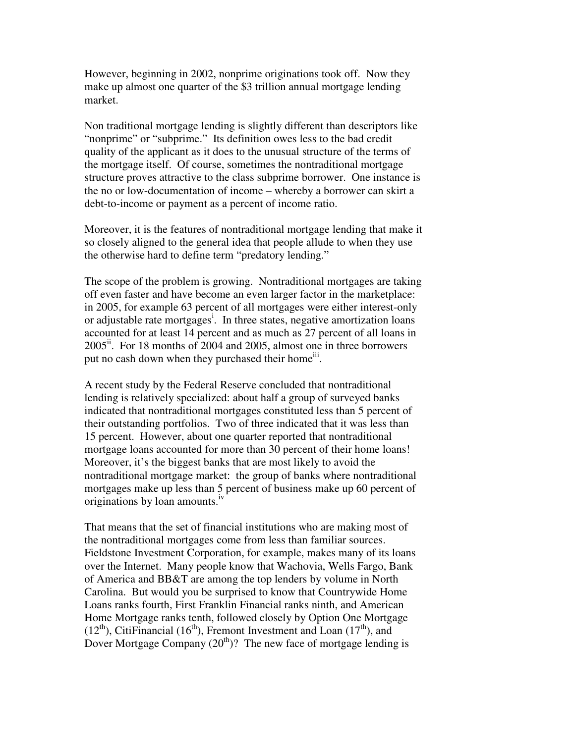However, beginning in 2002, nonprime originations took off. Now they make up almost one quarter of the $3 trillion annual mortgage lending market.

Non traditional mortgage lending is slightly different than descriptors like "nonprime" or "subprime." Its definition owes less to the bad credit quality of the applicant as it does to the unusual structure of the terms of the mortgage itself. Of course, sometimes the nontraditional mortgage structure proves attractive to the class subprime borrower. One instance is the no or low-documentation of income – whereby a borrower can skirt a debt-to-income or payment as a percent of income ratio.

Moreover, it is the features of nontraditional mortgage lending that make it so closely aligned to the general idea that people allude to when they use the otherwise hard to define term "predatory lending."

The scope of the problem is growing. Nontraditional mortgages are taking off even faster and have become an even larger factor in the marketplace: in 2005, for example 63 percent of all mortgages were either interest-only or adjustable rate mortgages[i]. In three states, negative amortization loans accounted for at least 14 percent and as much as 27 percent of all loans in 2005[ii]. For 18 months of 2004 and 2005, almost one in three borrowers put no cash down when they purchased their home[iii].

A recent study by the Federal Reserve concluded that nontraditional lending is relatively specialized: about half a group of surveyed banks indicated that nontraditional mortgages constituted less than 5 percent of their outstanding portfolios. Two of three indicated that it was less than 15 percent. However, about one quarter reported that nontraditional mortgage loans accounted for more than 30 percent of their home loans! Moreover, it's the biggest banks that are most likely to avoid the nontraditional mortgage market: the group of banks where nontraditional mortgages make up less than 5 percent of business make up 60 percent of originations by loan amounts.[iv]

That means that the set of financial institutions who are making most of the nontraditional mortgages come from less than familiar sources. Fieldstone Investment Corporation, for example, makes many of its loans over the Internet. Many people know that Wachovia, Wells Fargo, Bank of America and BB&T are among the top lenders by volume in North Carolina. But would you be surprised to know that Countrywide Home Loans ranks fourth, First Franklin Financial ranks ninth, and American Home Mortgage ranks tenth, followed closely by Option One Mortgage (12th), CitiFinancial (16th), Fremont Investment and Loan (17th), and Dover Mortgage Company (20th)? The new face of mortgage lending is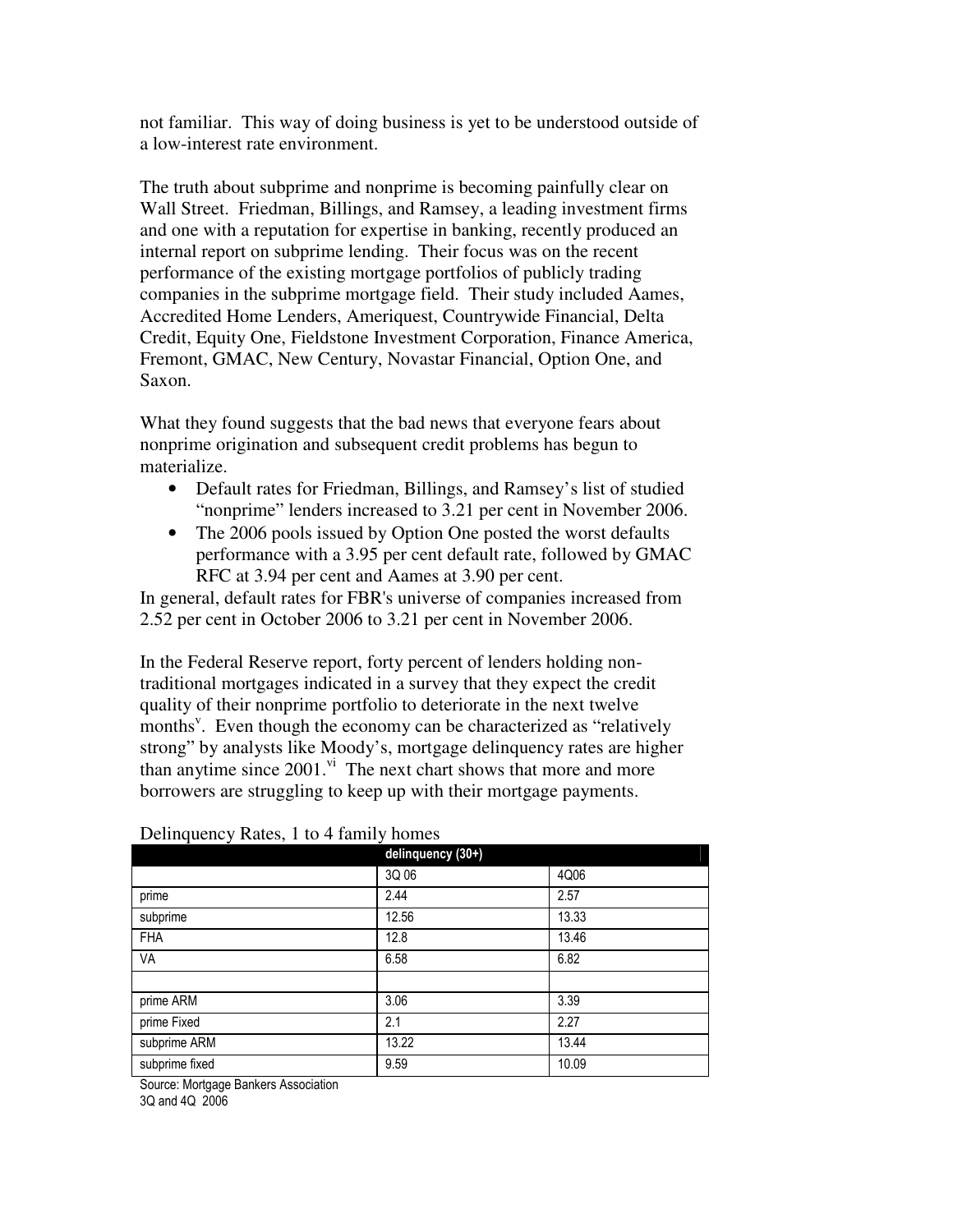not familiar. This way of doing business is yet to be understood outside of a low-interest rate environment.

The truth about subprime and nonprime is becoming painfully clear on Wall Street. Friedman, Billings, and Ramsey, a leading investment firms and one with a reputation for expertise in banking, recently produced an internal report on subprime lending. Their focus was on the recent performance of the existing mortgage portfolios of publicly trading companies in the subprime mortgage field. Their study included Aames, Accredited Home Lenders, Ameriquest, Countrywide Financial, Delta Credit, Equity One, Fieldstone Investment Corporation, Finance America, Fremont, GMAC, New Century, Novastar Financial, Option One, and Saxon.

What they found suggests that the bad news that everyone fears about nonprime origination and subsequent credit problems has begun to materialize.

- Default rates for Friedman, Billings, and Ramsey's list of studied "nonprime" lenders increased to 3.21 per cent in November 2006.
- The 2006 pools issued by Option One posted the worst defaults performance with a 3.95 per cent default rate, followed by GMAC RFC at 3.94 per cent and Aames at 3.90 per cent.

In general, default rates for FBR's universe of companies increased from 2.52 per cent in October 2006 to 3.21 per cent in November 2006.

In the Federal Reserve report, forty percent of lenders holding non-traditional mortgages indicated in a survey that they expect the credit quality of their nonprime portfolio to deteriorate in the next twelve months[v]. Even though the economy can be characterized as "relatively strong" by analysts like Moody's, mortgage delinquency rates are higher than anytime since 2001.[vi] The next chart shows that more and more borrowers are struggling to keep up with their mortgage payments.

Delinquency Rates, 1 to 4 family homes

| | delinquency (30+) | |
|---|---|---|
| | 3Q 06 | 4Q06 |
| prime | 2.44 | 2.57 |
| subprime | 12.56 | 13.33 |
| FHA | 12.8 | 13.46 |
| VA | 6.58 | 6.82 |
| | | |
| prime ARM | 3.06 | 3.39 |
| prime Fixed | 2.1 | 2.27 |
| subprime ARM | 13.22 | 13.44 |
| subprime fixed | 9.59 | 10.09 |

Source: Mortgage Bankers Association
3Q and 4Q 2006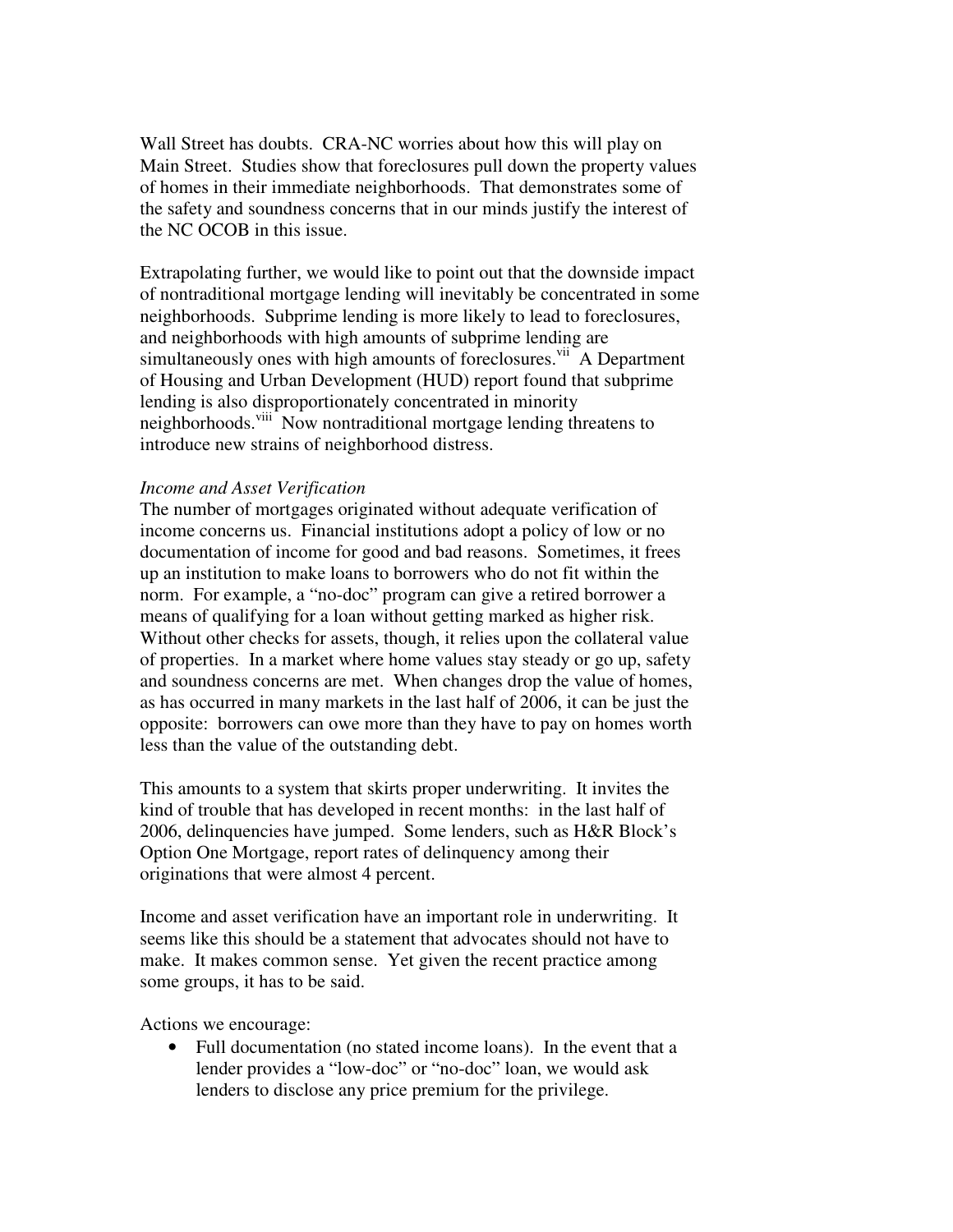Wall Street has doubts. CRA-NC worries about how this will play on Main Street. Studies show that foreclosures pull down the property values of homes in their immediate neighborhoods. That demonstrates some of the safety and soundness concerns that in our minds justify the interest of the NC OCOB in this issue.

Extrapolating further, we would like to point out that the downside impact of nontraditional mortgage lending will inevitably be concentrated in some neighborhoods. Subprime lending is more likely to lead to foreclosures, and neighborhoods with high amounts of subprime lending are simultaneously ones with high amounts of foreclosures.[vii] A Department of Housing and Urban Development (HUD) report found that subprime lending is also disproportionately concentrated in minority neighborhoods.[viii] Now nontraditional mortgage lending threatens to introduce new strains of neighborhood distress.

*Income and Asset Verification*

The number of mortgages originated without adequate verification of income concerns us. Financial institutions adopt a policy of low or no documentation of income for good and bad reasons. Sometimes, it frees up an institution to make loans to borrowers who do not fit within the norm. For example, a "no-doc" program can give a retired borrower a means of qualifying for a loan without getting marked as higher risk. Without other checks for assets, though, it relies upon the collateral value of properties. In a market where home values stay steady or go up, safety and soundness concerns are met. When changes drop the value of homes, as has occurred in many markets in the last half of 2006, it can be just the opposite: borrowers can owe more than they have to pay on homes worth less than the value of the outstanding debt.

This amounts to a system that skirts proper underwriting. It invites the kind of trouble that has developed in recent months: in the last half of 2006, delinquencies have jumped. Some lenders, such as H&R Block's Option One Mortgage, report rates of delinquency among their originations that were almost 4 percent.

Income and asset verification have an important role in underwriting. It seems like this should be a statement that advocates should not have to make. It makes common sense. Yet given the recent practice among some groups, it has to be said.

Actions we encourage:

- Full documentation (no stated income loans). In the event that a lender provides a "low-doc" or "no-doc" loan, we would ask lenders to disclose any price premium for the privilege.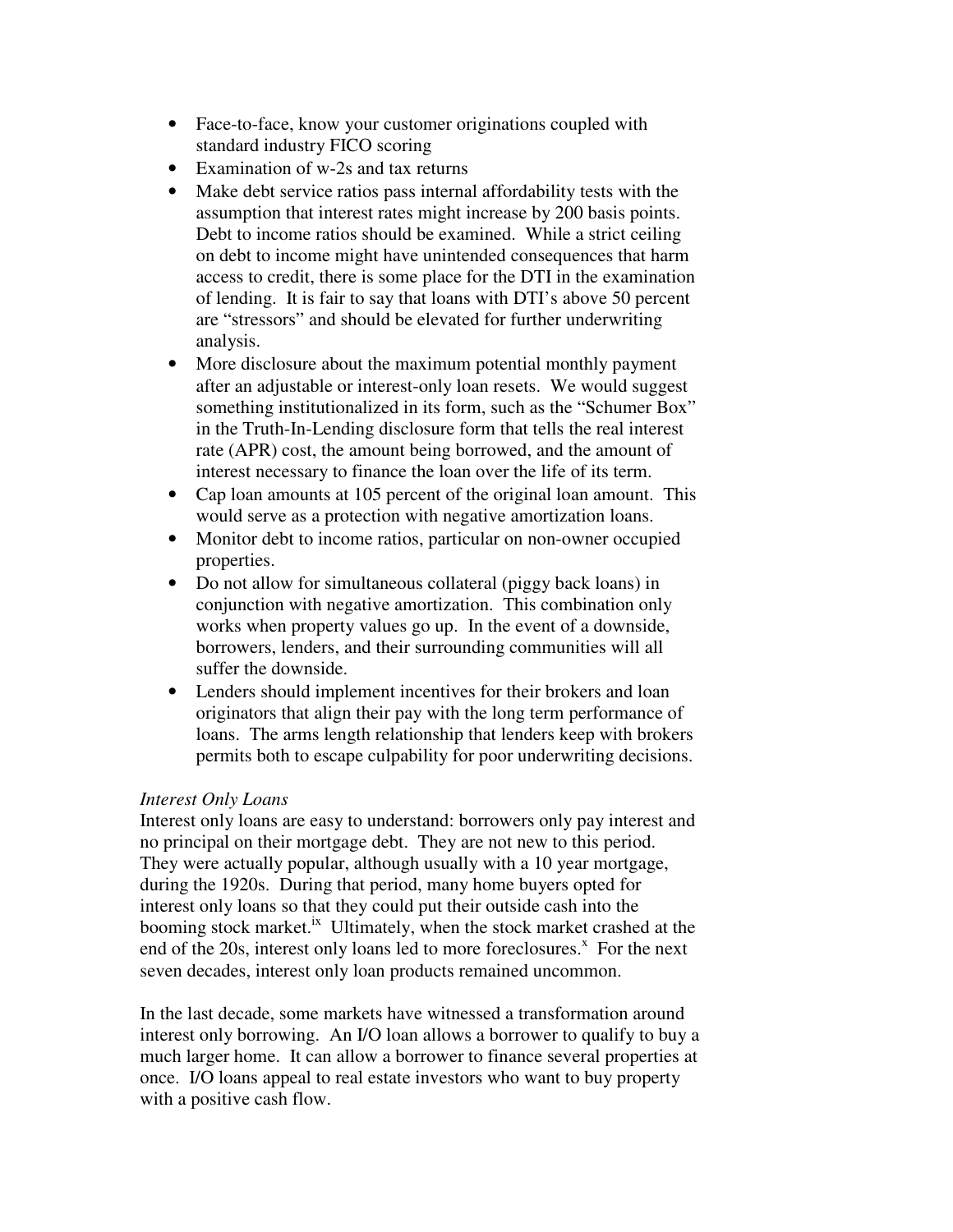- Face-to-face, know your customer originations coupled with standard industry FICO scoring
- Examination of w-2s and tax returns
- Make debt service ratios pass internal affordability tests with the assumption that interest rates might increase by 200 basis points. Debt to income ratios should be examined. While a strict ceiling on debt to income might have unintended consequences that harm access to credit, there is some place for the DTI in the examination of lending. It is fair to say that loans with DTI's above 50 percent are "stressors" and should be elevated for further underwriting analysis.
- More disclosure about the maximum potential monthly payment after an adjustable or interest-only loan resets. We would suggest something institutionalized in its form, such as the "Schumer Box" in the Truth-In-Lending disclosure form that tells the real interest rate (APR) cost, the amount being borrowed, and the amount of interest necessary to finance the loan over the life of its term.
- Cap loan amounts at 105 percent of the original loan amount. This would serve as a protection with negative amortization loans.
- Monitor debt to income ratios, particular on non-owner occupied properties.
- Do not allow for simultaneous collateral (piggy back loans) in conjunction with negative amortization. This combination only works when property values go up. In the event of a downside, borrowers, lenders, and their surrounding communities will all suffer the downside.
- Lenders should implement incentives for their brokers and loan originators that align their pay with the long term performance of loans. The arms length relationship that lenders keep with brokers permits both to escape culpability for poor underwriting decisions.

*Interest Only Loans*

Interest only loans are easy to understand: borrowers only pay interest and no principal on their mortgage debt. They are not new to this period. They were actually popular, although usually with a 10 year mortgage, during the 1920s. During that period, many home buyers opted for interest only loans so that they could put their outside cash into the booming stock market.[ix] Ultimately, when the stock market crashed at the end of the 20s, interest only loans led to more foreclosures.[x] For the next seven decades, interest only loan products remained uncommon.

In the last decade, some markets have witnessed a transformation around interest only borrowing. An I/O loan allows a borrower to qualify to buy a much larger home. It can allow a borrower to finance several properties at once. I/O loans appeal to real estate investors who want to buy property with a positive cash flow.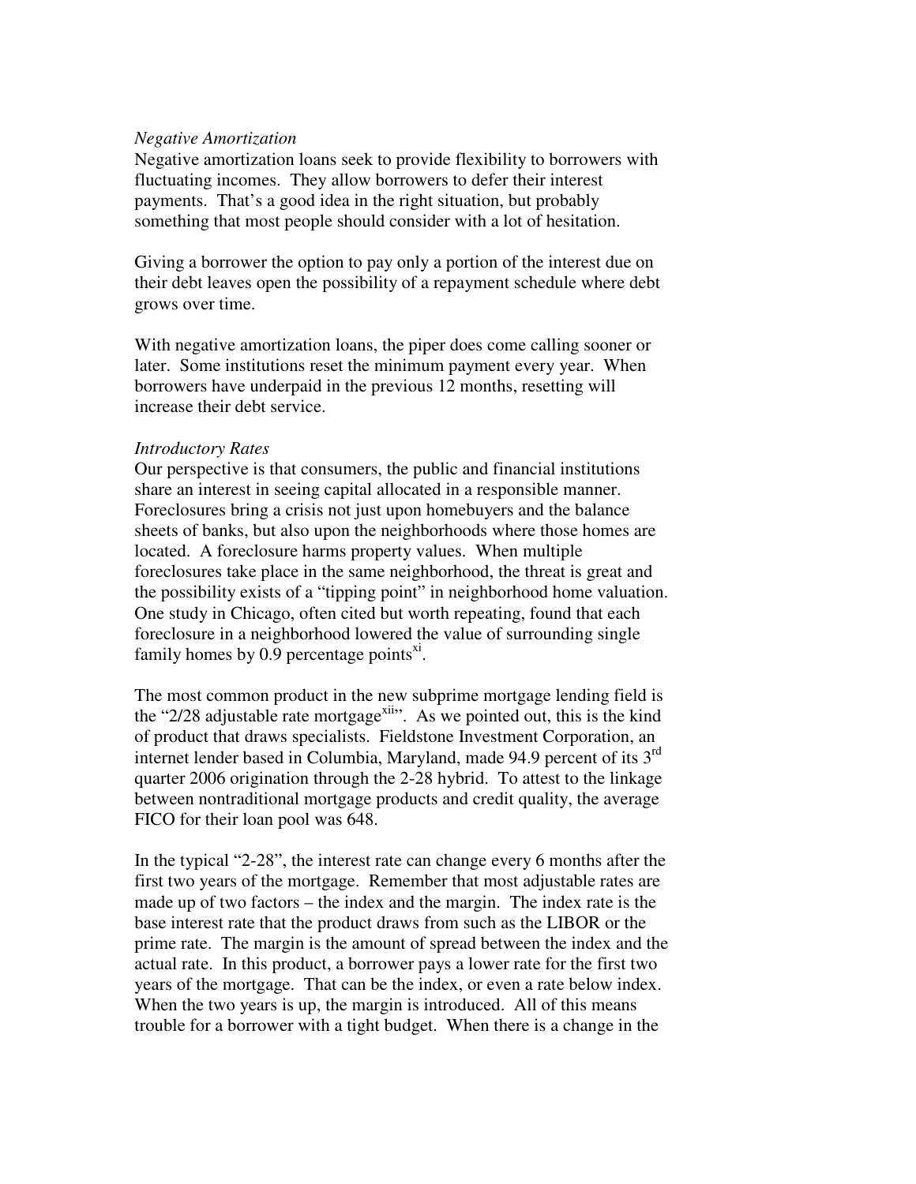*Negative Amortization*

Negative amortization loans seek to provide flexibility to borrowers with fluctuating incomes. They allow borrowers to defer their interest payments. That's a good idea in the right situation, but probably something that most people should consider with a lot of hesitation.

Giving a borrower the option to pay only a portion of the interest due on their debt leaves open the possibility of a repayment schedule where debt grows over time.

With negative amortization loans, the piper does come calling sooner or later. Some institutions reset the minimum payment every year. When borrowers have underpaid in the previous 12 months, resetting will increase their debt service.

*Introductory Rates*

Our perspective is that consumers, the public and financial institutions share an interest in seeing capital allocated in a responsible manner. Foreclosures bring a crisis not just upon homebuyers and the balance sheets of banks, but also upon the neighborhoods where those homes are located. A foreclosure harms property values. When multiple foreclosures take place in the same neighborhood, the threat is great and the possibility exists of a "tipping point" in neighborhood home valuation. One study in Chicago, often cited but worth repeating, found that each foreclosure in a neighborhood lowered the value of surrounding single family homes by 0.9 percentage points[xi].

The most common product in the new subprime mortgage lending field is the "2/28 adjustable rate mortgage[xii]". As we pointed out, this is the kind of product that draws specialists. Fieldstone Investment Corporation, an internet lender based in Columbia, Maryland, made 94.9 percent of its 3rd quarter 2006 origination through the 2-28 hybrid. To attest to the linkage between nontraditional mortgage products and credit quality, the average FICO for their loan pool was 648.

In the typical "2-28", the interest rate can change every 6 months after the first two years of the mortgage. Remember that most adjustable rates are made up of two factors – the index and the margin. The index rate is the base interest rate that the product draws from such as the LIBOR or the prime rate. The margin is the amount of spread between the index and the actual rate. In this product, a borrower pays a lower rate for the first two years of the mortgage. That can be the index, or even a rate below index. When the two years is up, the margin is introduced. All of this means trouble for a borrower with a tight budget. When there is a change in the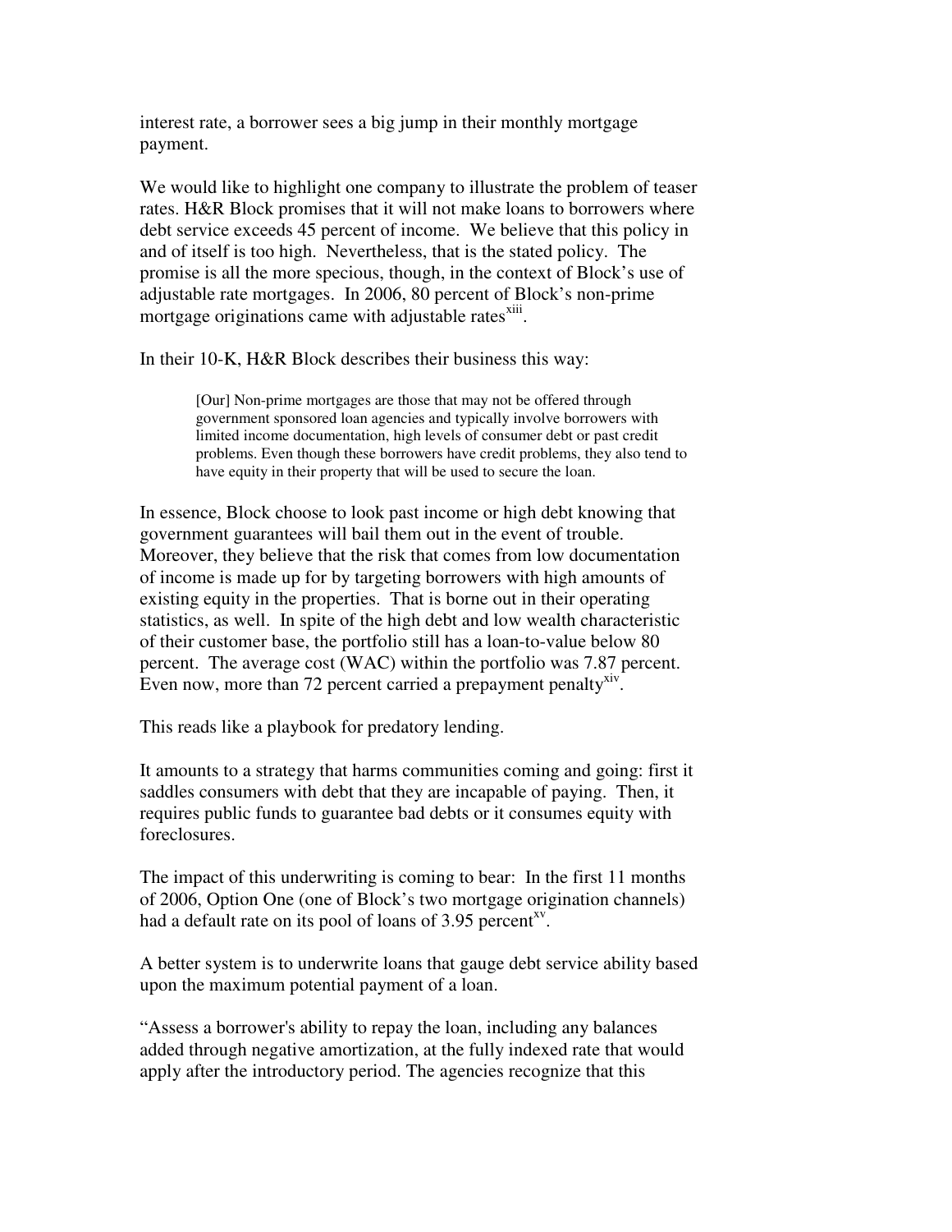interest rate, a borrower sees a big jump in their monthly mortgage payment.

We would like to highlight one company to illustrate the problem of teaser rates. H&R Block promises that it will not make loans to borrowers where debt service exceeds 45 percent of income. We believe that this policy in and of itself is too high. Nevertheless, that is the stated policy. The promise is all the more specious, though, in the context of Block's use of adjustable rate mortgages. In 2006, 80 percent of Block's non-prime mortgage originations came with adjustable rates[xiii].

In their 10-K, H&R Block describes their business this way:

> [Our] Non-prime mortgages are those that may not be offered through government sponsored loan agencies and typically involve borrowers with limited income documentation, high levels of consumer debt or past credit problems. Even though these borrowers have credit problems, they also tend to have equity in their property that will be used to secure the loan.

In essence, Block choose to look past income or high debt knowing that government guarantees will bail them out in the event of trouble. Moreover, they believe that the risk that comes from low documentation of income is made up for by targeting borrowers with high amounts of existing equity in the properties. That is borne out in their operating statistics, as well. In spite of the high debt and low wealth characteristic of their customer base, the portfolio still has a loan-to-value below 80 percent. The average cost (WAC) within the portfolio was 7.87 percent. Even now, more than 72 percent carried a prepayment penalty[xiv].

This reads like a playbook for predatory lending.

It amounts to a strategy that harms communities coming and going: first it saddles consumers with debt that they are incapable of paying. Then, it requires public funds to guarantee bad debts or it consumes equity with foreclosures.

The impact of this underwriting is coming to bear: In the first 11 months of 2006, Option One (one of Block's two mortgage origination channels) had a default rate on its pool of loans of 3.95 percent[xv].

A better system is to underwrite loans that gauge debt service ability based upon the maximum potential payment of a loan.

"Assess a borrower's ability to repay the loan, including any balances added through negative amortization, at the fully indexed rate that would apply after the introductory period. The agencies recognize that this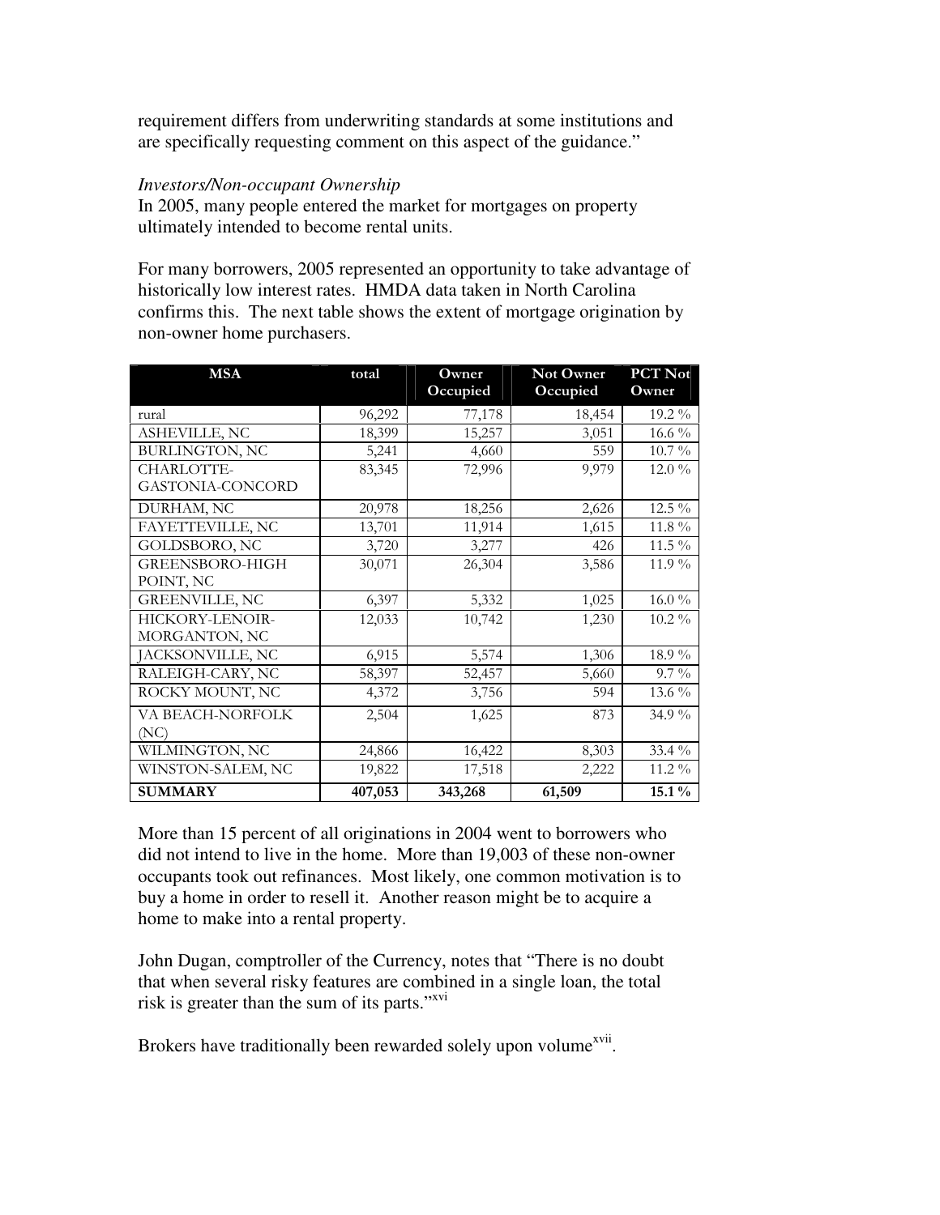requirement differs from underwriting standards at some institutions and are specifically requesting comment on this aspect of the guidance."

*Investors/Non-occupant Ownership*
In 2005, many people entered the market for mortgages on property ultimately intended to become rental units.

For many borrowers, 2005 represented an opportunity to take advantage of historically low interest rates. HMDA data taken in North Carolina confirms this. The next table shows the extent of mortgage origination by non-owner home purchasers.

| MSA | total | Owner Occupied | Not Owner Occupied | PCT Not Owner |
|---|---|---|---|---|
| rural | 96,292 | 77,178 | 18,454 | 19.2 % |
| ASHEVILLE, NC | 18,399 | 15,257 | 3,051 | 16.6 % |
| BURLINGTON, NC | 5,241 | 4,660 | 559 | 10.7 % |
| CHARLOTTE-GASTONIA-CONCORD | 83,345 | 72,996 | 9,979 | 12.0 % |
| DURHAM, NC | 20,978 | 18,256 | 2,626 | 12.5 % |
| FAYETTEVILLE, NC | 13,701 | 11,914 | 1,615 | 11.8 % |
| GOLDSBORO, NC | 3,720 | 3,277 | 426 | 11.5 % |
| GREENSBORO-HIGH POINT, NC | 30,071 | 26,304 | 3,586 | 11.9 % |
| GREENVILLE, NC | 6,397 | 5,332 | 1,025 | 16.0 % |
| HICKORY-LENOIR-MORGANTON, NC | 12,033 | 10,742 | 1,230 | 10.2 % |
| JACKSONVILLE, NC | 6,915 | 5,574 | 1,306 | 18.9 % |
| RALEIGH-CARY, NC | 58,397 | 52,457 | 5,660 | 9.7 % |
| ROCKY MOUNT, NC | 4,372 | 3,756 | 594 | 13.6 % |
| VA BEACH-NORFOLK (NC) | 2,504 | 1,625 | 873 | 34.9 % |
| WILMINGTON, NC | 24,866 | 16,422 | 8,303 | 33.4 % |
| WINSTON-SALEM, NC | 19,822 | 17,518 | 2,222 | 11.2 % |
| **SUMMARY** | **407,053** | **343,268** | **61,509** | **15.1 %** |

More than 15 percent of all originations in 2004 went to borrowers who did not intend to live in the home. More than 19,003 of these non-owner occupants took out refinances. Most likely, one common motivation is to buy a home in order to resell it. Another reason might be to acquire a home to make into a rental property.

John Dugan, comptroller of the Currency, notes that "There is no doubt that when several risky features are combined in a single loan, the total risk is greater than the sum of its parts."[xvi]

Brokers have traditionally been rewarded solely upon volume[xvii].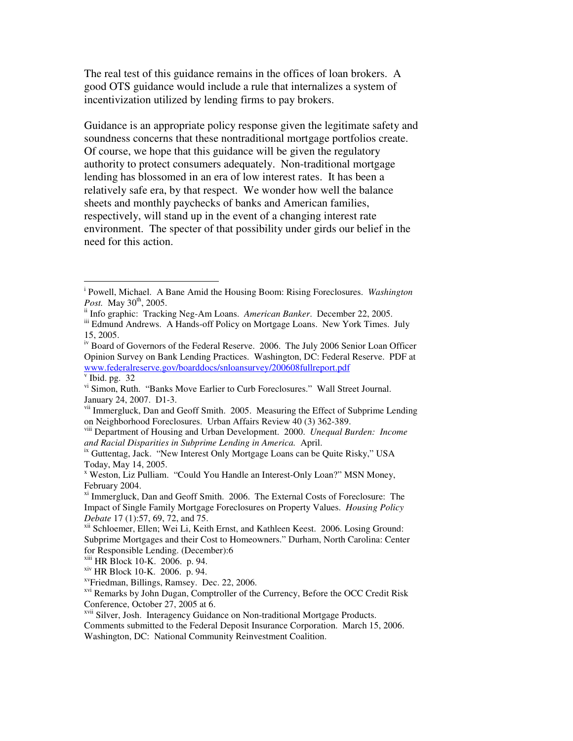The real test of this guidance remains in the offices of loan brokers. A good OTS guidance would include a rule that internalizes a system of incentivization utilized by lending firms to pay brokers.

Guidance is an appropriate policy response given the legitimate safety and soundness concerns that these nontraditional mortgage portfolios create. Of course, we hope that this guidance will be given the regulatory authority to protect consumers adequately. Non-traditional mortgage lending has blossomed in an era of low interest rates. It has been a relatively safe era, by that respect. We wonder how well the balance sheets and monthly paychecks of banks and American families, respectively, will stand up in the event of a changing interest rate environment. The specter of that possibility under girds our belief in the need for this action.

---

[i] Powell, Michael. A Bane Amid the Housing Boom: Rising Foreclosures. *Washington Post.* May 30th, 2005.

[ii] Info graphic: Tracking Neg-Am Loans. *American Banker*. December 22, 2005.

[iii] Edmund Andrews. A Hands-off Policy on Mortgage Loans. New York Times. July 15, 2005.

[iv] Board of Governors of the Federal Reserve. 2006. The July 2006 Senior Loan Officer Opinion Survey on Bank Lending Practices. Washington, DC: Federal Reserve. PDF at www.federalreserve.gov/boarddocs/snloansurvey/200608fullreport.pdf

[v] Ibid. pg. 32

[vi] Simon, Ruth. "Banks Move Earlier to Curb Foreclosures." Wall Street Journal. January 24, 2007. D1-3.

[vii] Immergluck, Dan and Geoff Smith. 2005. Measuring the Effect of Subprime Lending on Neighborhood Foreclosures. Urban Affairs Review 40 (3) 362-389.

[viii] Department of Housing and Urban Development. 2000. *Unequal Burden: Income and Racial Disparities in Subprime Lending in America.* April.

[ix] Guttentag, Jack. "New Interest Only Mortgage Loans can be Quite Risky," USA Today, May 14, 2005.

[x] Weston, Liz Pulliam. "Could You Handle an Interest-Only Loan?" MSN Money, February 2004.

[xi] Immergluck, Dan and Geoff Smith. 2006. The External Costs of Foreclosure: The Impact of Single Family Mortgage Foreclosures on Property Values. *Housing Policy Debate* 17 (1):57, 69, 72, and 75.

[xii] Schloemer, Ellen; Wei Li, Keith Ernst, and Kathleen Keest. 2006. Losing Ground: Subprime Mortgages and their Cost to Homeowners." Durham, North Carolina: Center for Responsible Lending. (December):6

[xiii] HR Block 10-K. 2006. p. 94.

[xiv] HR Block 10-K. 2006. p. 94.

[xv] Friedman, Billings, Ramsey. Dec. 22, 2006.

[xvi] Remarks by John Dugan, Comptroller of the Currency, Before the OCC Credit Risk Conference, October 27, 2005 at 6.

[xvii] Silver, Josh. Interagency Guidance on Non-traditional Mortgage Products. Comments submitted to the Federal Deposit Insurance Corporation. March 15, 2006. Washington, DC: National Community Reinvestment Coalition.